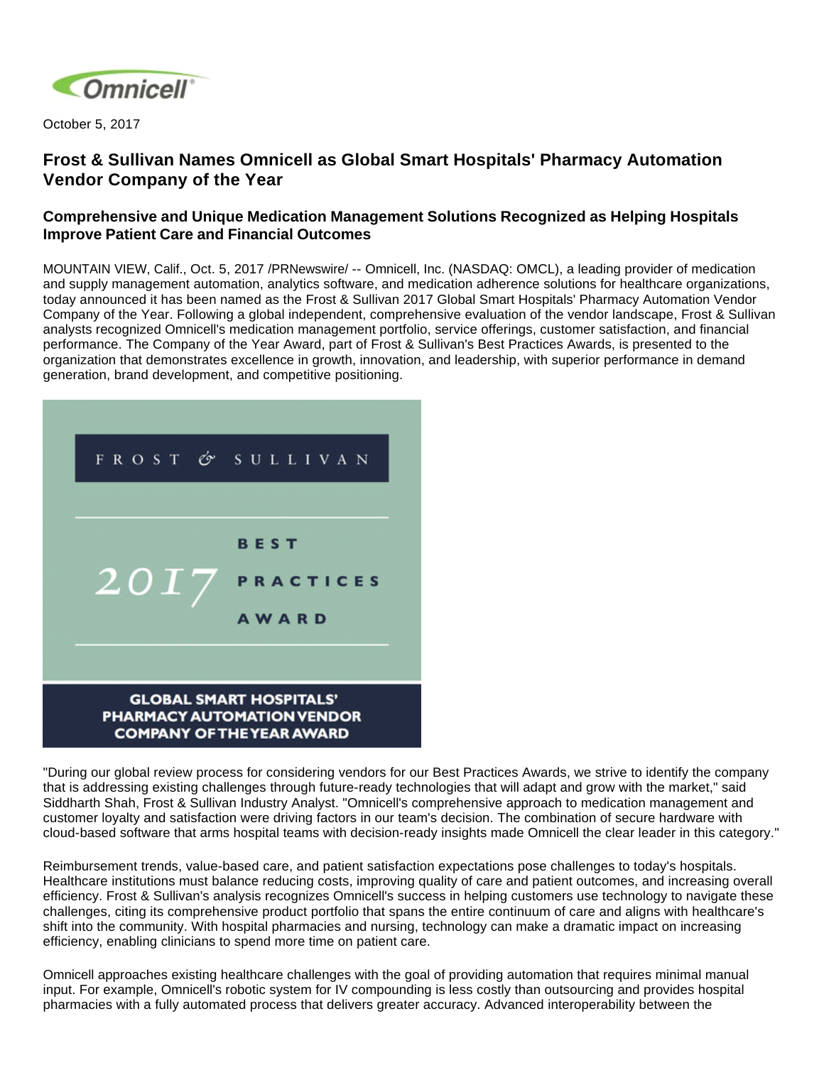October 5, 2017

# Frost & Sullivan Names Omnicell as Global Smart Hospitals' Pharmacy Automation Vendor Company of the Year

## Comprehensive and Unique Medication Management Solutions Recognized as Helping Hospitals Improve Patient Care and Financial Outcomes

MOUNTAIN VIEW, Calif., Oct. 5, 2017 /PRNewswire/ -- Omnicell, Inc. (NASDAQ: OMCL), a leading provider of medication and supply management automation, analytics software, and medication adherence solutions for healthcare organizations, today announced it has been named as the Frost & Sullivan 2017 Global Smart Hospitals' Pharmacy Automation Vendor Company of the Year. Following a global independent, comprehensive evaluation of the vendor landscape, Frost & Sullivan analysts recognized Omnicell's medication management portfolio, service offerings, customer satisfaction, and financial performance. The Company of the Year Award, part of Frost & Sullivan's Best Practices Awards, is presented to the organization that demonstrates excellence in growth, innovation, and leadership, with superior performance in demand generation, brand development, and competitive positioning.

FROST & SULLIVAN

2017 BEST PRACTICES AWARD

GLOBAL SMART HOSPITALS' PHARMACY AUTOMATION VENDOR COMPANY OF THE YEAR AWARD

"During our global review process for considering vendors for our Best Practices Awards, we strive to identify the company that is addressing existing challenges through future-ready technologies that will adapt and grow with the market," said Siddharth Shah, Frost & Sullivan Industry Analyst. "Omnicell's comprehensive approach to medication management and customer loyalty and satisfaction were driving factors in our team's decision. The combination of secure hardware with cloud-based software that arms hospital teams with decision-ready insights made Omnicell the clear leader in this category."

Reimbursement trends, value-based care, and patient satisfaction expectations pose challenges to today's hospitals. Healthcare institutions must balance reducing costs, improving quality of care and patient outcomes, and increasing overall efficiency. Frost & Sullivan's analysis recognizes Omnicell's success in helping customers use technology to navigate these challenges, citing its comprehensive product portfolio that spans the entire continuum of care and aligns with healthcare's shift into the community. With hospital pharmacies and nursing, technology can make a dramatic impact on increasing efficiency, enabling clinicians to spend more time on patient care.

Omnicell approaches existing healthcare challenges with the goal of providing automation that requires minimal manual input. For example, Omnicell's robotic system for IV compounding is less costly than outsourcing and provides hospital pharmacies with a fully automated process that delivers greater accuracy. Advanced interoperability between the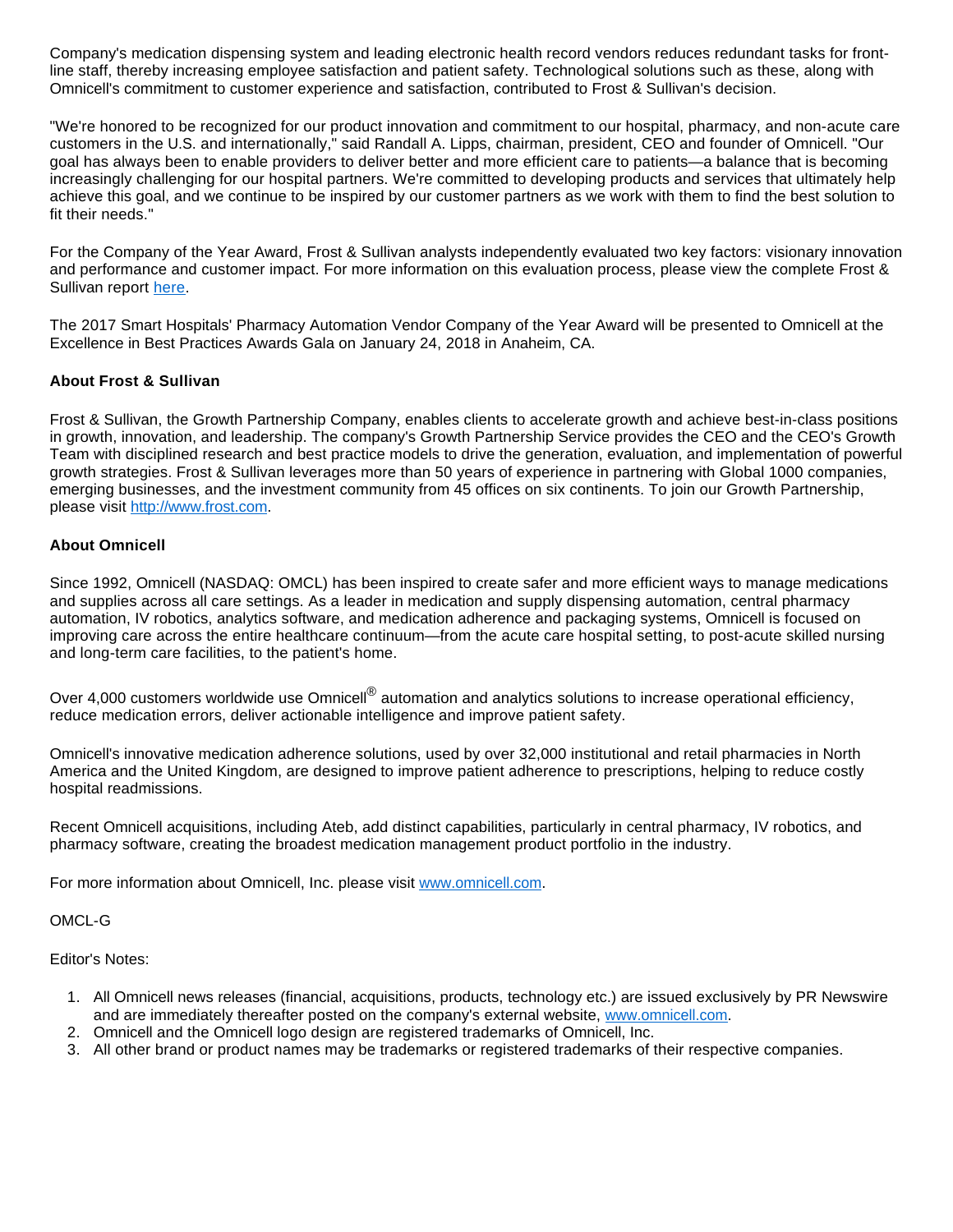Company's medication dispensing system and leading electronic health record vendors reduces redundant tasks for front-line staff, thereby increasing employee satisfaction and patient safety. Technological solutions such as these, along with Omnicell's commitment to customer experience and satisfaction, contributed to Frost & Sullivan's decision.

"We're honored to be recognized for our product innovation and commitment to our hospital, pharmacy, and non-acute care customers in the U.S. and internationally," said Randall A. Lipps, chairman, president, CEO and founder of Omnicell. "Our goal has always been to enable providers to deliver better and more efficient care to patients—a balance that is becoming increasingly challenging for our hospital partners. We're committed to developing products and services that ultimately help achieve this goal, and we continue to be inspired by our customer partners as we work with them to find the best solution to fit their needs."

For the Company of the Year Award, Frost & Sullivan analysts independently evaluated two key factors: visionary innovation and performance and customer impact. For more information on this evaluation process, please view the complete Frost & Sullivan report here.

The 2017 Smart Hospitals' Pharmacy Automation Vendor Company of the Year Award will be presented to Omnicell at the Excellence in Best Practices Awards Gala on January 24, 2018 in Anaheim, CA.

**About Frost & Sullivan**

Frost & Sullivan, the Growth Partnership Company, enables clients to accelerate growth and achieve best-in-class positions in growth, innovation, and leadership. The company's Growth Partnership Service provides the CEO and the CEO's Growth Team with disciplined research and best practice models to drive the generation, evaluation, and implementation of powerful growth strategies. Frost & Sullivan leverages more than 50 years of experience in partnering with Global 1000 companies, emerging businesses, and the investment community from 45 offices on six continents. To join our Growth Partnership, please visit http://www.frost.com.

**About Omnicell**

Since 1992, Omnicell (NASDAQ: OMCL) has been inspired to create safer and more efficient ways to manage medications and supplies across all care settings. As a leader in medication and supply dispensing automation, central pharmacy automation, IV robotics, analytics software, and medication adherence and packaging systems, Omnicell is focused on improving care across the entire healthcare continuum—from the acute care hospital setting, to post-acute skilled nursing and long-term care facilities, to the patient's home.

Over 4,000 customers worldwide use Omnicell® automation and analytics solutions to increase operational efficiency, reduce medication errors, deliver actionable intelligence and improve patient safety.

Omnicell's innovative medication adherence solutions, used by over 32,000 institutional and retail pharmacies in North America and the United Kingdom, are designed to improve patient adherence to prescriptions, helping to reduce costly hospital readmissions.

Recent Omnicell acquisitions, including Ateb, add distinct capabilities, particularly in central pharmacy, IV robotics, and pharmacy software, creating the broadest medication management product portfolio in the industry.

For more information about Omnicell, Inc. please visit www.omnicell.com.

OMCL-G

Editor's Notes:

1. All Omnicell news releases (financial, acquisitions, products, technology etc.) are issued exclusively by PR Newswire and are immediately thereafter posted on the company's external website, www.omnicell.com.
2. Omnicell and the Omnicell logo design are registered trademarks of Omnicell, Inc.
3. All other brand or product names may be trademarks or registered trademarks of their respective companies.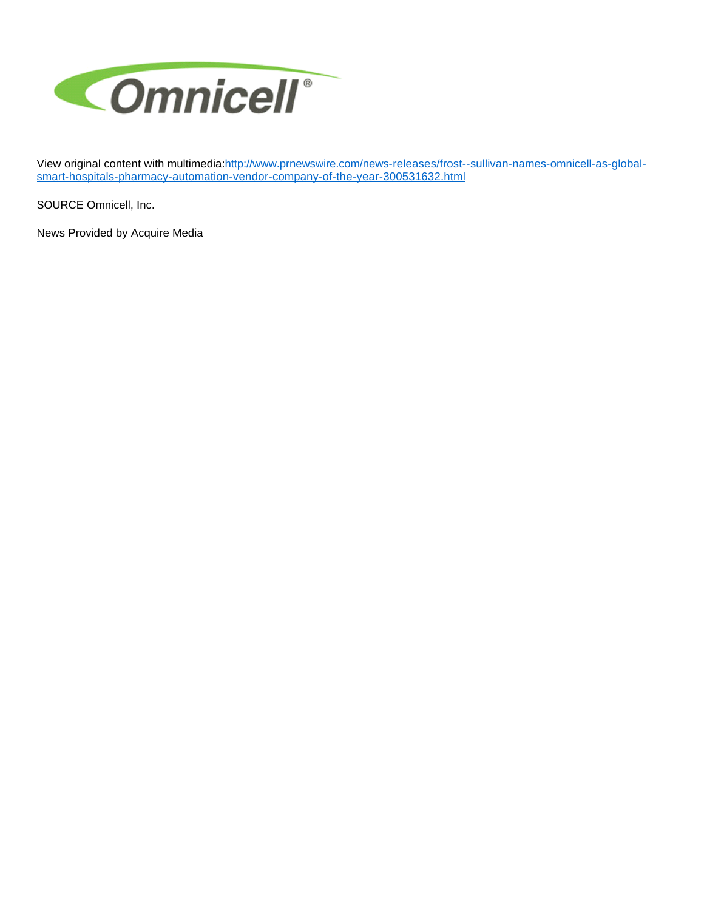View original content with multimedia:http://www.prnewswire.com/news-releases/frost--sullivan-names-omnicell-as-global-smart-hospitals-pharmacy-automation-vendor-company-of-the-year-300531632.html

SOURCE Omnicell, Inc.

News Provided by Acquire Media